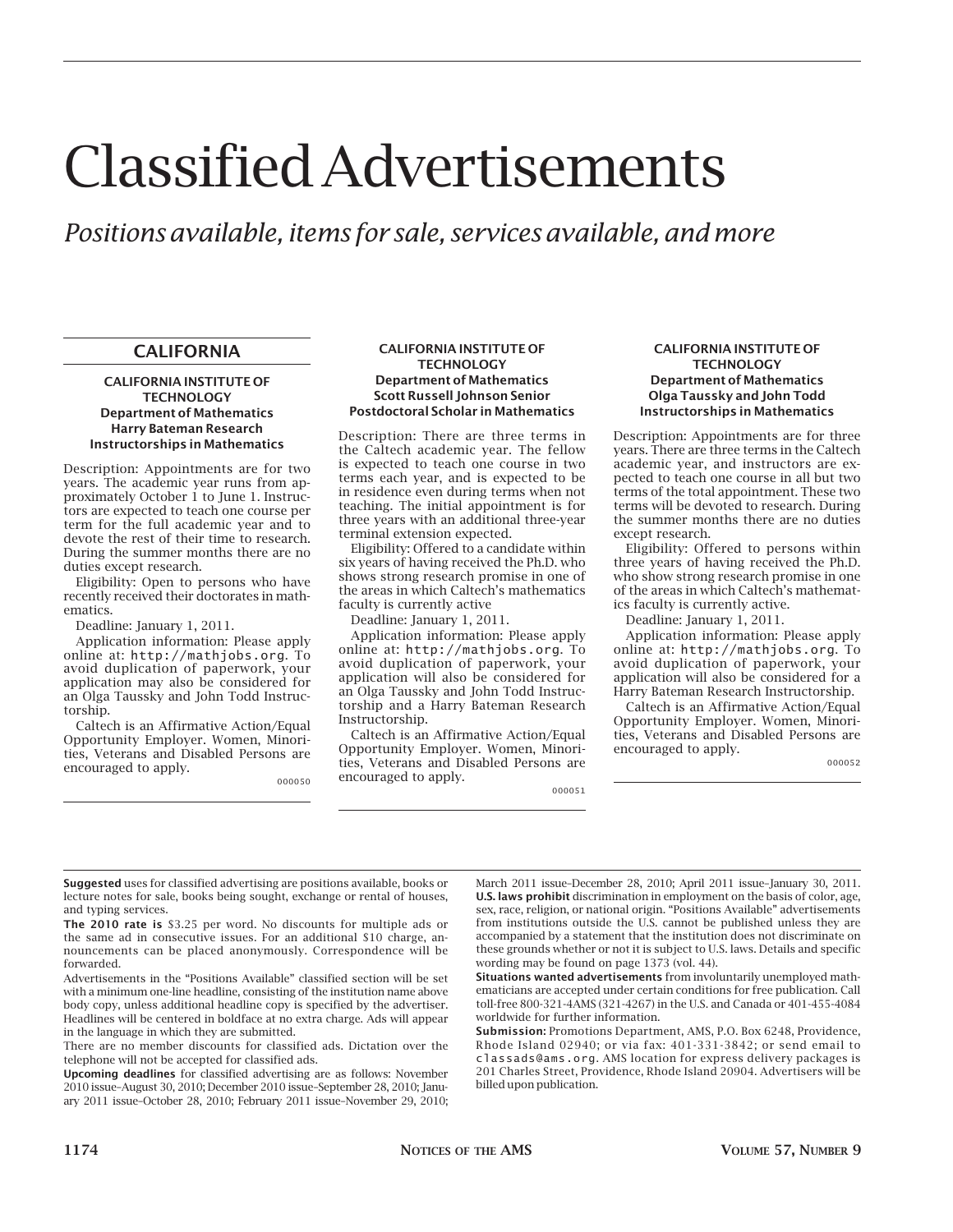# Classified Advertisements

*Positions available, items for sale, services available, and more*

## CALIFORNIA

### CALIFORNIA INSTITUTE OF TECHNOLOGY
### Department of Mathematics
### Harry Bateman Research Instructorships in Mathematics

Description: Appointments are for two years. The academic year runs from approximately October 1 to June 1. Instructors are expected to teach one course per term for the full academic year and to devote the rest of their time to research. During the summer months there are no duties except research.

Eligibility: Open to persons who have recently received their doctorates in mathematics.

Deadline: January 1, 2011.

Application information: Please apply online at: http://mathjobs.org. To avoid duplication of paperwork, your application may also be considered for an Olga Taussky and John Todd Instructorship.

Caltech is an Affirmative Action/Equal Opportunity Employer. Women, Minorities, Veterans and Disabled Persons are encouraged to apply.

000050

### CALIFORNIA INSTITUTE OF TECHNOLOGY
### Department of Mathematics
### Scott Russell Johnson Senior Postdoctoral Scholar in Mathematics

Description: There are three terms in the Caltech academic year. The fellow is expected to teach one course in two terms each year, and is expected to be in residence even during terms when not teaching. The initial appointment is for three years with an additional three-year terminal extension expected.

Eligibility: Offered to a candidate within six years of having received the Ph.D. who shows strong research promise in one of the areas in which Caltech's mathematics faculty is currently active

Deadline: January 1, 2011.

Application information: Please apply online at: http://mathjobs.org. To avoid duplication of paperwork, your application will also be considered for an Olga Taussky and John Todd Instructorship and a Harry Bateman Research Instructorship.

Caltech is an Affirmative Action/Equal Opportunity Employer. Women, Minorities, Veterans and Disabled Persons are encouraged to apply.

000051

### CALIFORNIA INSTITUTE OF TECHNOLOGY
### Department of Mathematics
### Olga Taussky and John Todd Instructorships in Mathematics

Description: Appointments are for three years. There are three terms in the Caltech academic year, and instructors are expected to teach one course in all but two terms of the total appointment. These two terms will be devoted to research. During the summer months there are no duties except research.

Eligibility: Offered to persons within three years of having received the Ph.D. who show strong research promise in one of the areas in which Caltech's mathematics faculty is currently active.

Deadline: January 1, 2011.

Application information: Please apply online at: http://mathjobs.org. To avoid duplication of paperwork, your application will also be considered for a Harry Bateman Research Instructorship.

Caltech is an Affirmative Action/Equal Opportunity Employer. Women, Minorities, Veterans and Disabled Persons are encouraged to apply.

000052

---

**Suggested** uses for classified advertising are positions available, books or lecture notes for sale, books being sought, exchange or rental of houses, and typing services.

**The 2010 rate is** $3.25 per word. No discounts for multiple ads or the same ad in consecutive issues. For an additional $10 charge, announcements can be placed anonymously. Correspondence will be forwarded.

Advertisements in the "Positions Available" classified section will be set with a minimum one-line headline, consisting of the institution name above body copy, unless additional headline copy is specified by the advertiser. Headlines will be centered in boldface at no extra charge. Ads will appear in the language in which they are submitted.

There are no member discounts for classified ads. Dictation over the telephone will not be accepted for classified ads.

**Upcoming deadlines** for classified advertising are as follows: November 2010 issue–August 30, 2010; December 2010 issue–September 28, 2010; January 2011 issue–October 28, 2010; February 2011 issue–November 29, 2010; March 2011 issue–December 28, 2010; April 2011 issue–January 30, 2011.

**U.S. laws prohibit** discrimination in employment on the basis of color, age, sex, race, religion, or national origin. "Positions Available" advertisements from institutions outside the U.S. cannot be published unless they are accompanied by a statement that the institution does not discriminate on these grounds whether or not it is subject to U.S. laws. Details and specific wording may be found on page 1373 (vol. 44).

**Situations wanted advertisements** from involuntarily unemployed mathematicians are accepted under certain conditions for free publication. Call toll-free 800-321-4AMS (321-4267) in the U.S. and Canada or 401-455-4084 worldwide for further information.

**Submission:** Promotions Department, AMS, P.O. Box 6248, Providence, Rhode Island 02940; or via fax: 401-331-3842; or send email to classads@ams.org. AMS location for express delivery packages is 201 Charles Street, Providence, Rhode Island 20904. Advertisers will be billed upon publication.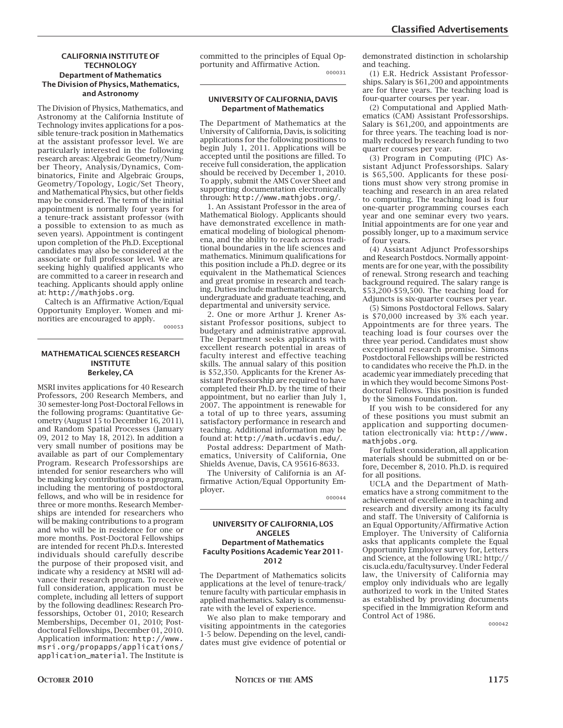### CALIFORNIA INSTITUTE OF TECHNOLOGY
### Department of Mathematics
### The Division of Physics, Mathematics, and Astronomy

The Division of Physics, Mathematics, and Astronomy at the California Institute of Technology invites applications for a possible tenure-track position in Mathematics at the assistant professor level. We are particularly interested in the following research areas: Algebraic Geometry/Number Theory, Analysis/Dynamics, Combinatorics, Finite and Algebraic Groups, Geometry/Topology, Logic/Set Theory, and Mathematical Physics, but other fields may be considered. The term of the initial appointment is normally four years for a tenure-track assistant professor (with a possible to extension to as much as seven years). Appointment is contingent upon completion of the Ph.D. Exceptional candidates may also be considered at the associate or full professor level. We are seeking highly qualified applicants who are committed to a career in research and teaching. Applicants should apply online at: http://mathjobs.org.

Caltech is an Affirmative Action/Equal Opportunity Employer. Women and minorities are encouraged to apply.

000053

### MATHEMATICAL SCIENCES RESEARCH INSTITUTE
### Berkeley, CA

MSRI invites applications for 40 Research Professors, 200 Research Members, and 30 semester-long Post-Doctoral Fellows in the following programs: Quantitative Geometry (August 15 to December 16, 2011), and Random Spatial Processes (January 09, 2012 to May 18, 2012). In addition a very small number of positions may be available as part of our Complementary Program. Research Professorships are intended for senior researchers who will be making key contributions to a program, including the mentoring of postdoctoral fellows, and who will be in residence for three or more months. Research Memberships are intended for researchers who will be making contributions to a program and who will be in residence for one or more months. Post-Doctoral Fellowships are intended for recent Ph.D.s. Interested individuals should carefully describe the purpose of their proposed visit, and indicate why a residency at MSRI will advance their research program. To receive full consideration, application must be complete, including all letters of support by the following deadlines: Research Professorships, October 01, 2010; Research Memberships, December 01, 2010; Postdoctoral Fellowships, December 01, 2010. Application information: http://www.msri.org/propapps/applications/application_material. The Institute is committed to the principles of Equal Opportunity and Affirmative Action.

000031

### UNIVERSITY OF CALIFORNIA, DAVIS
### Department of Mathematics

The Department of Mathematics at the University of California, Davis, is soliciting applications for the following positions to begin July 1, 2011. Applications will be accepted until the positions are filled. To receive full consideration, the application should be received by December 1, 2010. To apply, submit the AMS Cover Sheet and supporting documentation electronically through: http://www.mathjobs.org/.

1. An Assistant Professor in the area of Mathematical Biology. Applicants should have demonstrated excellence in mathematical modeling of biological phenomena, and the ability to reach across traditional boundaries in the life sciences and mathematics. Minimum qualifications for this position include a Ph.D. degree or its equivalent in the Mathematical Sciences and great promise in research and teaching. Duties include mathematical research, undergraduate and graduate teaching, and departmental and university service.

2. One or more Arthur J. Krener Assistant Professor positions, subject to budgeting and administrative approval. The Department seeks applicants with excellent research potential in areas of faculty interest and effective teaching skills. The annual salary of this position is \$52,350. Applicants for the Krener Assistant Professorship are required to have completed their Ph.D. by the time of their appointment, but no earlier than July 1, 2007. The appointment is renewable for a total of up to three years, assuming satisfactory performance in research and teaching. Additional information may be found at: http://math.ucdavis.edu/.

Postal address: Department of Mathematics, University of California, One Shields Avenue, Davis, CA 95616-8633.

The University of California is an Affirmative Action/Equal Opportunity Employer.

000044

### UNIVERSITY OF CALIFORNIA, LOS ANGELES
### Department of Mathematics
### Faculty Positions Academic Year 2011-2012

The Department of Mathematics solicits applications at the level of tenure-track/tenure faculty with particular emphasis in applied mathematics. Salary is commensurate with the level of experience.

We also plan to make temporary and visiting appointments in the categories 1-5 below. Depending on the level, candidates must give evidence of potential or demonstrated distinction in scholarship and teaching.

(1) E.R. Hedrick Assistant Professorships. Salary is \$61,200 and appointments are for three years. The teaching load is four-quarter courses per year.

(2) Computational and Applied Mathematics (CAM) Assistant Professorships. Salary is \$61,200, and appointments are for three years. The teaching load is normally reduced by research funding to two quarter courses per year.

(3) Program in Computing (PIC) Assistant Adjunct Professorships. Salary is \$65,500. Applicants for these positions must show very strong promise in teaching and research in an area related to computing. The teaching load is four one-quarter programming courses each year and one seminar every two years. Initial appointments are for one year and possibly longer, up to a maximum service of four years.

(4) Assistant Adjunct Professorships and Research Postdocs. Normally appointments are for one year, with the possibility of renewal. Strong research and teaching background required. The salary range is \$53,200-\$59,500. The teaching load for Adjuncts is six-quarter courses per year.

(5) Simons Postdoctoral Fellows. Salary is \$70,000 increased by 3% each year. Appointments are for three years. The teaching load is four courses over the three year period. Candidates must show exceptional research promise. Simons Postdoctoral Fellowships will be restricted to candidates who receive the Ph.D. in the academic year immediately preceding that in which they would become Simons Postdoctoral Fellows. This position is funded by the Simons Foundation.

If you wish to be considered for any of these positions you must submit an application and supporting documentation electronically via: http://www.mathjobs.org.

For fullest consideration, all application materials should be submitted on or before, December 8, 2010. Ph.D. is required for all positions.

UCLA and the Department of Mathematics have a strong commitment to the achievement of excellence in teaching and research and diversity among its faculty and staff. The University of California is an Equal Opportunity/Affirmative Action Employer. The University of California asks that applicants complete the Equal Opportunity Employer survey for, Letters and Science, at the following URL: http://cis.ucla.edu/facultysurvey. Under Federal law, the University of California may employ only individuals who are legally authorized to work in the United States as established by providing documents specified in the Immigration Reform and Control Act of 1986.

000042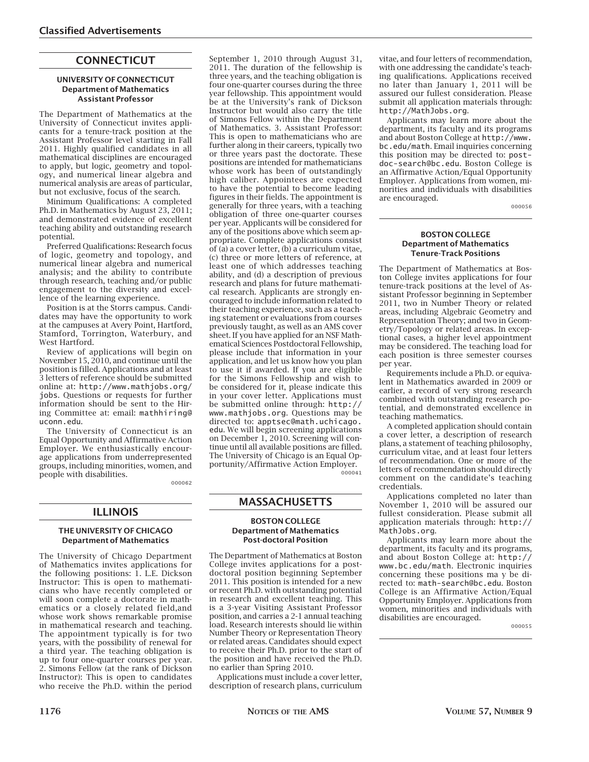# Classified Advertisements

## CONNECTICUT

### UNIVERSITY OF CONNECTICUT
**Department of Mathematics**
**Assistant Professor**

The Department of Mathematics at the University of Connecticut invites applicants for a tenure-track position at the Assistant Professor level starting in Fall 2011. Highly qualified candidates in all mathematical disciplines are encouraged to apply, but logic, geometry and topology, and numerical linear algebra and numerical analysis are areas of particular, but not exclusive, focus of the search.

Minimum Qualifications: A completed Ph.D. in Mathematics by August 23, 2011; and demonstrated evidence of excellent teaching ability and outstanding research potential.

Preferred Qualifications: Research focus of logic, geometry and topology, and numerical linear algebra and numerical analysis; and the ability to contribute through research, teaching and/or public engagement to the diversity and excellence of the learning experience.

Position is at the Storrs campus. Candidates may have the opportunity to work at the campuses at Avery Point, Hartford, Stamford, Torrington, Waterbury, and West Hartford.

Review of applications will begin on November 15, 2010, and continue until the position is filled. Applications and at least 3 letters of reference should be submitted online at: http://www.mathjobs.org/jobs. Questions or requests for further information should be sent to the Hiring Committee at: email: mathhiring@uconn.edu.

The University of Connecticut is an Equal Opportunity and Affirmative Action Employer. We enthusiastically encourage applications from underrepresented groups, including minorities, women, and people with disabilities.

000062

## ILLINOIS

### THE UNIVERSITY OF CHICAGO
**Department of Mathematics**

The University of Chicago Department of Mathematics invites applications for the following positions: 1. L.E. Dickson Instructor: This is open to mathematicians who have recently completed or will soon complete a doctorate in mathematics or a closely related field,and whose work shows remarkable promise in mathematical research and teaching. The appointment typically is for two years, with the possibility of renewal for a third year. The teaching obligation is up to four one-quarter courses per year. 2. Simons Fellow (at the rank of Dickson Instructor): This is open to candidates who receive the Ph.D. within the period September 1, 2010 through August 31, 2011. The duration of the fellowship is three years, and the teaching obligation is four one-quarter courses during the three year fellowship. This appointment would be at the University's rank of Dickson Instructor but would also carry the title of Simons Fellow within the Department of Mathematics. 3. Assistant Professor: This is open to mathematicians who are further along in their careers, typically two or three years past the doctorate. These positions are intended for mathematicians whose work has been of outstandingly high caliber. Appointees are expected to have the potential to become leading figures in their fields. The appointment is generally for three years, with a teaching obligation of three one-quarter courses per year. Applicants will be considered for any of the positions above which seem appropriate. Complete applications consist of (a) a cover letter, (b) a curriculum vitae, (c) three or more letters of reference, at least one of which addresses teaching ability, and (d) a description of previous research and plans for future mathematical research. Applicants are strongly encouraged to include information related to their teaching experience, such as a teaching statement or evaluations from courses previously taught, as well as an AMS cover sheet. If you have applied for an NSF Mathematical Sciences Postdoctoral Fellowship, please include that information in your application, and let us know how you plan to use it if awarded. If you are eligible for the Simons Fellowship and wish to be considered for it, please indicate this in your cover letter. Applications must be submitted online through: http://www.mathjobs.org. Questions may be directed to: apptsec@math.uchicago.edu. We will begin screening applications on December 1, 2010. Screening will continue until all available positions are filled. The University of Chicago is an Equal Opportunity/Affirmative Action Employer.

000041

## MASSACHUSETTS

### BOSTON COLLEGE
**Department of Mathematics**
**Post-doctoral Position**

The Department of Mathematics at Boston College invites applications for a post-doctoral position beginning September 2011. This position is intended for a new or recent Ph.D. with outstanding potential in research and excellent teaching. This is a 3-year Visiting Assistant Professor position, and carries a 2-1 annual teaching load. Research interests should lie within Number Theory or Representation Theory or related areas. Candidates should expect to receive their Ph.D. prior to the start of the position and have received the Ph.D. no earlier than Spring 2010.

Applications must include a cover letter, description of research plans, curriculum vitae, and four letters of recommendation, with one addressing the candidate's teaching qualifications. Applications received no later than January 1, 2011 will be assured our fullest consideration. Please submit all application materials through: http://MathJobs.org.

Applicants may learn more about the department, its faculty and its programs and about Boston College at http://www.bc.edu/math. Email inquiries concerning this position may be directed to: postdoc-search@bc.edu. Boston College is an Affirmative Action/Equal Opportunity Employer. Applications from women, minorities and individuals with disabilities are encouraged.

000056

### BOSTON COLLEGE
**Department of Mathematics**
**Tenure-Track Positions**

The Department of Mathematics at Boston College invites applications for four tenure-track positions at the level of Assistant Professor beginning in September 2011, two in Number Theory or related areas, including Algebraic Geometry and Representation Theory; and two in Geometry/Topology or related areas. In exceptional cases, a higher level appointment may be considered. The teaching load for each position is three semester courses per year.

Requirements include a Ph.D. or equivalent in Mathematics awarded in 2009 or earlier, a record of very strong research combined with outstanding research potential, and demonstrated excellence in teaching mathematics.

A completed application should contain a cover letter, a description of research plans, a statement of teaching philosophy, curriculum vitae, and at least four letters of recommendation. One or more of the letters of recommendation should directly comment on the candidate's teaching credentials.

Applications completed no later than November 1, 2010 will be assured our fullest consideration. Please submit all application materials through: http://MathJobs.org.

Applicants may learn more about the department, its faculty and its programs, and about Boston College at: http://www.bc.edu/math. Electronic inquiries concerning these positions ma y be directed to: math-search@bc.edu. Boston College is an Affirmative Action/Equal Opportunity Employer. Applications from women, minorities and individuals with disabilities are encouraged.

000055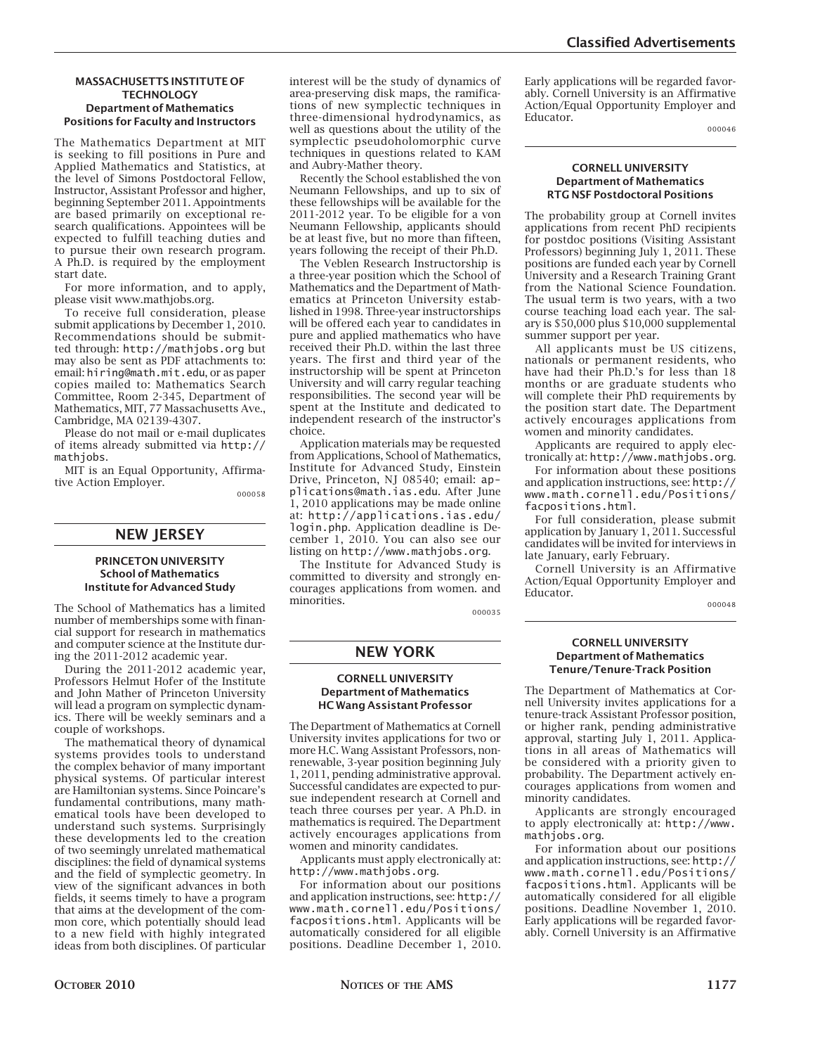### MASSACHUSETTS INSTITUTE OF TECHNOLOGY
### Department of Mathematics
### Positions for Faculty and Instructors

The Mathematics Department at MIT is seeking to fill positions in Pure and Applied Mathematics and Statistics, at the level of Simons Postdoctoral Fellow, Instructor, Assistant Professor and higher, beginning September 2011. Appointments are based primarily on exceptional research qualifications. Appointees will be expected to fulfill teaching duties and to pursue their own research program. A Ph.D. is required by the employment start date.

For more information, and to apply, please visit www.mathjobs.org.

To receive full consideration, please submit applications by December 1, 2010. Recommendations should be submitted through: http://mathjobs.org but may also be sent as PDF attachments to: email: hiring@math.mit.edu, or as paper copies mailed to: Mathematics Search Committee, Room 2-345, Department of Mathematics, MIT, 77 Massachusetts Ave., Cambridge, MA 02139-4307.

Please do not mail or e-mail duplicates of items already submitted via http://mathjobs.

MIT is an Equal Opportunity, Affirmative Action Employer.

000058

## NEW JERSEY

### PRINCETON UNIVERSITY
### School of Mathematics
### Institute for Advanced Study

The School of Mathematics has a limited number of memberships some with financial support for research in mathematics and computer science at the Institute during the 2011-2012 academic year.

During the 2011-2012 academic year, Professors Helmut Hofer of the Institute and John Mather of Princeton University will lead a program on symplectic dynamics. There will be weekly seminars and a couple of workshops.

The mathematical theory of dynamical systems provides tools to understand the complex behavior of many important physical systems. Of particular interest are Hamiltonian systems. Since Poincare's fundamental contributions, many mathematical tools have been developed to understand such systems. Surprisingly these developments led to the creation of two seemingly unrelated mathematical disciplines: the field of dynamical systems and the field of symplectic geometry. In view of the significant advances in both fields, it seems timely to have a program that aims at the development of the common core, which potentially should lead to a new field with highly integrated ideas from both disciplines. Of particular interest will be the study of dynamics of area-preserving disk maps, the ramifications of new symplectic techniques in three-dimensional hydrodynamics, as well as questions about the utility of the symplectic pseudoholomorphic curve techniques in questions related to KAM and Aubry-Mather theory.

Recently the School established the von Neumann Fellowships, and up to six of these fellowships will be available for the 2011-2012 year. To be eligible for a von Neumann Fellowship, applicants should be at least five, but no more than fifteen, years following the receipt of their Ph.D.

The Veblen Research Instructorship is a three-year position which the School of Mathematics and the Department of Mathematics at Princeton University established in 1998. Three-year instructorships will be offered each year to candidates in pure and applied mathematics who have received their Ph.D. within the last three years. The first and third year of the instructorship will be spent at Princeton University and will carry regular teaching responsibilities. The second year will be spent at the Institute and dedicated to independent research of the instructor's choice.

Application materials may be requested from Applications, School of Mathematics, Institute for Advanced Study, Einstein Drive, Princeton, NJ 08540; email: applications@math.ias.edu. After June 1, 2010 applications may be made online at: http://applications.ias.edu/login.php. Application deadline is December 1, 2010. You can also see our listing on http://www.mathjobs.org.

The Institute for Advanced Study is committed to diversity and strongly encourages applications from women. and minorities.

000035

## NEW YORK

### CORNELL UNIVERSITY
### Department of Mathematics
### HC Wang Assistant Professor

The Department of Mathematics at Cornell University invites applications for two or more H.C. Wang Assistant Professors, non-renewable, 3-year position beginning July 1, 2011, pending administrative approval. Successful candidates are expected to pursue independent research at Cornell and teach three courses per year. A Ph.D. in mathematics is required. The Department actively encourages applications from women and minority candidates.

Applicants must apply electronically at: http://www.mathjobs.org.

For information about our positions and application instructions, see: http://www.math.cornell.edu/Positions/facpositions.html. Applicants will be automatically considered for all eligible positions. Deadline December 1, 2010. Early applications will be regarded favorably. Cornell University is an Affirmative Action/Equal Opportunity Employer and Educator.

000046

### CORNELL UNIVERSITY
### Department of Mathematics
### RTG NSF Postdoctoral Positions

The probability group at Cornell invites applications from recent PhD recipients for postdoc positions (Visiting Assistant Professors) beginning July 1, 2011. These positions are funded each year by Cornell University and a Research Training Grant from the National Science Foundation. The usual term is two years, with a two course teaching load each year. The salary is \$50,000 plus \$10,000 supplemental summer support per year.

All applicants must be US citizens, nationals or permanent residents, who have had their Ph.D.'s for less than 18 months or are graduate students who will complete their PhD requirements by the position start date. The Department actively encourages applications from women and minority candidates.

Applicants are required to apply electronically at: http://www.mathjobs.org.

For information about these positions and application instructions, see: http://www.math.cornell.edu/Positions/facpositions.html.

For full consideration, please submit application by January 1, 2011. Successful candidates will be invited for interviews in late January, early February.

Cornell University is an Affirmative Action/Equal Opportunity Employer and Educator.

000048

### CORNELL UNIVERSITY
### Department of Mathematics
### Tenure/Tenure-Track Position

The Department of Mathematics at Cornell University invites applications for a tenure-track Assistant Professor position, or higher rank, pending administrative approval, starting July 1, 2011. Applications in all areas of Mathematics will be considered with a priority given to probability. The Department actively encourages applications from women and minority candidates.

Applicants are strongly encouraged to apply electronically at: http://www.mathjobs.org.

For information about our positions and application instructions, see: http://www.math.cornell.edu/Positions/facpositions.html. Applicants will be automatically considered for all eligible positions. Deadline November 1, 2010. Early applications will be regarded favorably. Cornell University is an Affirmative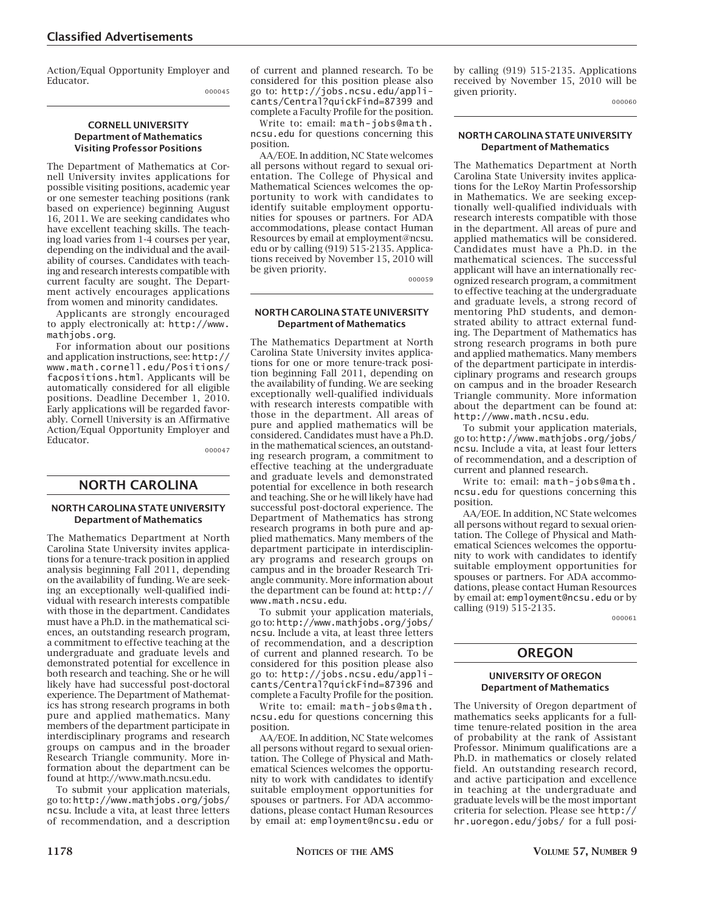Action/Equal Opportunity Employer and Educator.

000045

### CORNELL UNIVERSITY
### Department of Mathematics
### Visiting Professor Positions

The Department of Mathematics at Cornell University invites applications for possible visiting positions, academic year or one semester teaching positions (rank based on experience) beginning August 16, 2011. We are seeking candidates who have excellent teaching skills. The teaching load varies from 1-4 courses per year, depending on the individual and the availability of courses. Candidates with teaching and research interests compatible with current faculty are sought. The Department actively encourages applications from women and minority candidates.

Applicants are strongly encouraged to apply electronically at: http://www.mathjobs.org.

For information about our positions and application instructions, see: http://www.math.cornell.edu/Positions/facpositions.html. Applicants will be automatically considered for all eligible positions. Deadline December 1, 2010. Early applications will be regarded favorably. Cornell University is an Affirmative Action/Equal Opportunity Employer and Educator.

000047

## NORTH CAROLINA

### NORTH CAROLINA STATE UNIVERSITY
### Department of Mathematics

The Mathematics Department at North Carolina State University invites applications for a tenure-track position in applied analysis beginning Fall 2011, depending on the availability of funding. We are seeking an exceptionally well-qualified individual with research interests compatible with those in the department. Candidates must have a Ph.D. in the mathematical sciences, an outstanding research program, a commitment to effective teaching at the undergraduate and graduate levels and demonstrated potential for excellence in both research and teaching. She or he will likely have had successful post-doctoral experience. The Department of Mathematics has strong research programs in both pure and applied mathematics. Many members of the department participate in interdisciplinary programs and research groups on campus and in the broader Research Triangle community. More information about the department can be found at http://www.math.ncsu.edu.

To submit your application materials, go to: http://www.mathjobs.org/jobs/ncsu. Include a vita, at least three letters of recommendation, and a description of current and planned research. To be considered for this position please also go to: http://jobs.ncsu.edu/applicants/Central?quickFind=87399 and complete a Faculty Profile for the position.

Write to: email: math-jobs@math.ncsu.edu for questions concerning this position.

AA/EOE. In addition, NC State welcomes all persons without regard to sexual orientation. The College of Physical and Mathematical Sciences welcomes the opportunity to work with candidates to identify suitable employment opportunities for spouses or partners. For ADA accommodations, please contact Human Resources by email at employment@ncsu.edu or by calling (919) 515-2135. Applications received by November 15, 2010 will be given priority.

000059

### NORTH CAROLINA STATE UNIVERSITY
### Department of Mathematics

The Mathematics Department at North Carolina State University invites applications for one or more tenure-track position beginning Fall 2011, depending on the availability of funding. We are seeking exceptionally well-qualified individuals with research interests compatible with those in the department. All areas of pure and applied mathematics will be considered. Candidates must have a Ph.D. in the mathematical sciences, an outstanding research program, a commitment to effective teaching at the undergraduate and graduate levels and demonstrated potential for excellence in both research and teaching. She or he will likely have had successful post-doctoral experience. The Department of Mathematics has strong research programs in both pure and applied mathematics. Many members of the department participate in interdisciplinary programs and research groups on campus and in the broader Research Triangle community. More information about the department can be found at: http://www.math.ncsu.edu.

To submit your application materials, go to: http://www.mathjobs.org/jobs/ncsu. Include a vita, at least three letters of recommendation, and a description of current and planned research. To be considered for this position please also go to: http://jobs.ncsu.edu/applicants/Central?quickFind=87396 and complete a Faculty Profile for the position.

Write to: email: math-jobs@math.ncsu.edu for questions concerning this position.

AA/EOE. In addition, NC State welcomes all persons without regard to sexual orientation. The College of Physical and Mathematical Sciences welcomes the opportunity to work with candidates to identify suitable employment opportunities for spouses or partners. For ADA accommodations, please contact Human Resources by email at: employment@ncsu.edu or by calling (919) 515-2135. Applications received by November 15, 2010 will be given priority.

000060

### NORTH CAROLINA STATE UNIVERSITY
### Department of Mathematics

The Mathematics Department at North Carolina State University invites applications for the LeRoy Martin Professorship in Mathematics. We are seeking exceptionally well-qualified individuals with research interests compatible with those in the department. All areas of pure and applied mathematics will be considered. Candidates must have a Ph.D. in the mathematical sciences. The successful applicant will have an internationally recognized research program, a commitment to effective teaching at the undergraduate and graduate levels, a strong record of mentoring PhD students, and demonstrated ability to attract external funding. The Department of Mathematics has strong research programs in both pure and applied mathematics. Many members of the department participate in interdisciplinary programs and research groups on campus and in the broader Research Triangle community. More information about the department can be found at: http://www.math.ncsu.edu.

To submit your application materials, go to: http://www.mathjobs.org/jobs/ncsu. Include a vita, at least four letters of recommendation, and a description of current and planned research.

Write to: email: math-jobs@math.ncsu.edu for questions concerning this position.

AA/EOE. In addition, NC State welcomes all persons without regard to sexual orientation. The College of Physical and Mathematical Sciences welcomes the opportunity to work with candidates to identify suitable employment opportunities for spouses or partners. For ADA accommodations, please contact Human Resources by email at: employment@ncsu.edu or by calling (919) 515-2135.

000061

## OREGON

### UNIVERSITY OF OREGON
### Department of Mathematics

The University of Oregon department of mathematics seeks applicants for a full-time tenure-related position in the area of probability at the rank of Assistant Professor. Minimum qualifications are a Ph.D. in mathematics or closely related field. An outstanding research record, and active participation and excellence in teaching at the undergraduate and graduate levels will be the most important criteria for selection. Please see http://hr.uoregon.edu/jobs/ for a full posi-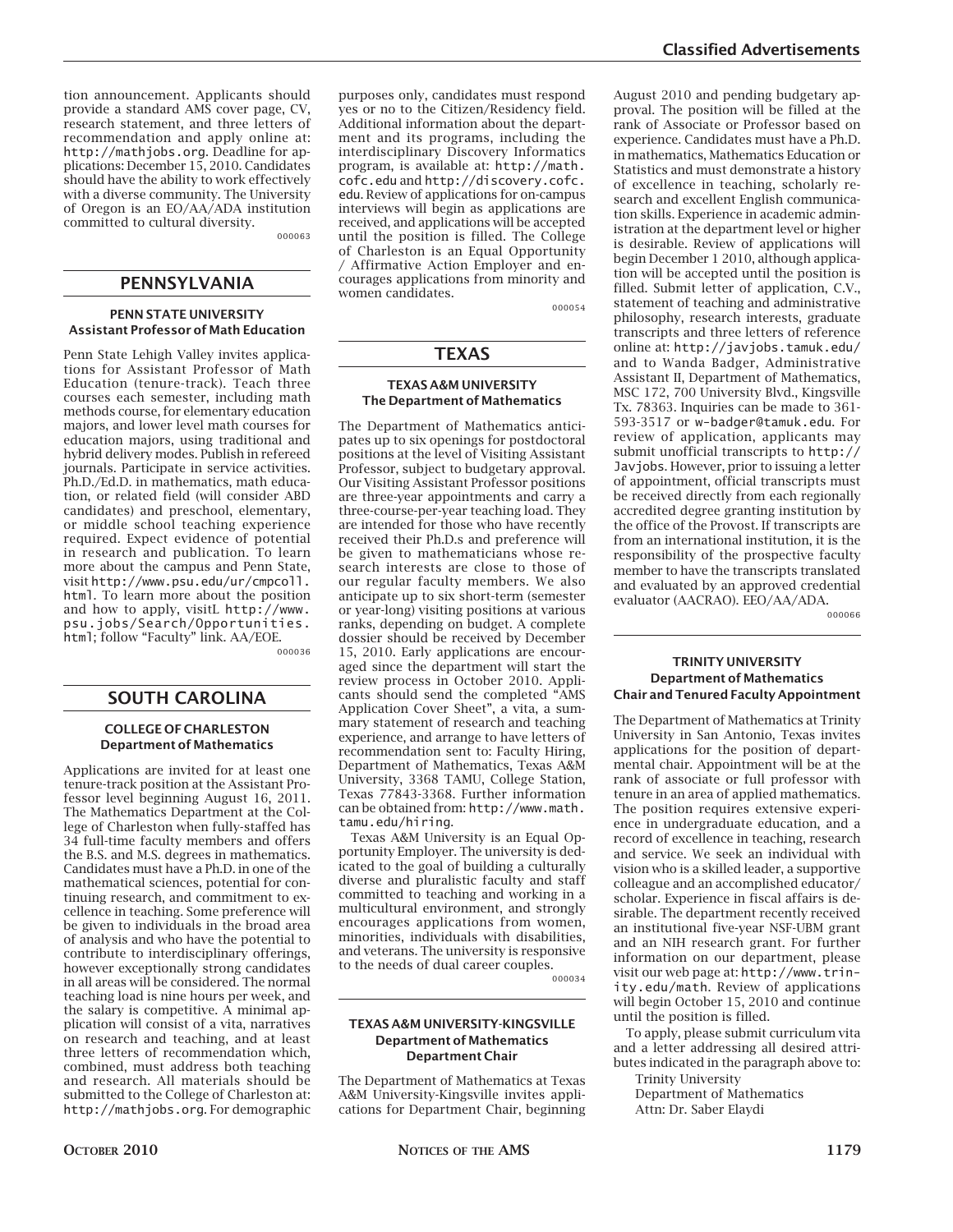tion announcement. Applicants should provide a standard AMS cover page, CV, research statement, and three letters of recommendation and apply online at: http://mathjobs.org. Deadline for applications: December 15, 2010. Candidates should have the ability to work effectively with a diverse community. The University of Oregon is an EO/AA/ADA institution committed to cultural diversity.

000063

## PENNSYLVANIA

### PENN STATE UNIVERSITY
### Assistant Professor of Math Education

Penn State Lehigh Valley invites applications for Assistant Professor of Math Education (tenure-track). Teach three courses each semester, including math methods course, for elementary education majors, and lower level math courses for education majors, using traditional and hybrid delivery modes. Publish in refereed journals. Participate in service activities. Ph.D./Ed.D. in mathematics, math education, or related field (will consider ABD candidates) and preschool, elementary, or middle school teaching experience required. Expect evidence of potential in research and publication. To learn more about the campus and Penn State, visit http://www.psu.edu/ur/cmpcoll.html. To learn more about the position and how to apply, visitL http://www.psu.jobs/Search/Opportunities.html; follow "Faculty" link. AA/EOE.

000036

## SOUTH CAROLINA

### COLLEGE OF CHARLESTON
### Department of Mathematics

Applications are invited for at least one tenure-track position at the Assistant Professor level beginning August 16, 2011. The Mathematics Department at the College of Charleston when fully-staffed has 34 full-time faculty members and offers the B.S. and M.S. degrees in mathematics. Candidates must have a Ph.D. in one of the mathematical sciences, potential for continuing research, and commitment to excellence in teaching. Some preference will be given to individuals in the broad area of analysis and who have the potential to contribute to interdisciplinary offerings, however exceptionally strong candidates in all areas will be considered. The normal teaching load is nine hours per week, and the salary is competitive. A minimal application will consist of a vita, narratives on research and teaching, and at least three letters of recommendation which, combined, must address both teaching and research. All materials should be submitted to the College of Charleston at: http://mathjobs.org. For demographic purposes only, candidates must respond yes or no to the Citizen/Residency field. Additional information about the department and its programs, including the interdisciplinary Discovery Informatics program, is available at: http://math.cofc.edu and http://discovery.cofc.edu. Review of applications for on-campus interviews will begin as applications are received, and applications will be accepted until the position is filled. The College of Charleston is an Equal Opportunity / Affirmative Action Employer and encourages applications from minority and women candidates.

000054

## TEXAS

### TEXAS A&M UNIVERSITY
### The Department of Mathematics

The Department of Mathematics anticipates up to six openings for postdoctoral positions at the level of Visiting Assistant Professor, subject to budgetary approval. Our Visiting Assistant Professor positions are three-year appointments and carry a three-course-per-year teaching load. They are intended for those who have recently received their Ph.D.s and preference will be given to mathematicians whose research interests are close to those of our regular faculty members. We also anticipate up to six short-term (semester or year-long) visiting positions at various ranks, depending on budget. A complete dossier should be received by December 15, 2010. Early applications are encouraged since the department will start the review process in October 2010. Applicants should send the completed "AMS Application Cover Sheet", a vita, a summary statement of research and teaching experience, and arrange to have letters of recommendation sent to: Faculty Hiring, Department of Mathematics, Texas A&M University, 3368 TAMU, College Station, Texas 77843-3368. Further information can be obtained from: http://www.math.tamu.edu/hiring.

Texas A&M University is an Equal Opportunity Employer. The university is dedicated to the goal of building a culturally diverse and pluralistic faculty and staff committed to teaching and working in a multicultural environment, and strongly encourages applications from women, minorities, individuals with disabilities, and veterans. The university is responsive to the needs of dual career couples.

000034

### TEXAS A&M UNIVERSITY-KINGSVILLE
### Department of Mathematics
### Department Chair

The Department of Mathematics at Texas A&M University-Kingsville invites applications for Department Chair, beginning August 2010 and pending budgetary approval. The position will be filled at the rank of Associate or Professor based on experience. Candidates must have a Ph.D. in mathematics, Mathematics Education or Statistics and must demonstrate a history of excellence in teaching, scholarly research and excellent English communication skills. Experience in academic administration at the department level or higher is desirable. Review of applications will begin December 1 2010, although application will be accepted until the position is filled. Submit letter of application, C.V., statement of teaching and administrative philosophy, research interests, graduate transcripts and three letters of reference online at: http://javjobs.tamuk.edu/ and to Wanda Badger, Administrative Assistant II, Department of Mathematics, MSC 172, 700 University Blvd., Kingsville Tx. 78363. Inquiries can be made to 361-593-3517 or w-badger@tamuk.edu. For review of application, applicants may submit unofficial transcripts to http://Javjobs. However, prior to issuing a letter of appointment, official transcripts must be received directly from each regionally accredited degree granting institution by the office of the Provost. If transcripts are from an international institution, it is the responsibility of the prospective faculty member to have the transcripts translated and evaluated by an approved credential evaluator (AACRAO). EEO/AA/ADA.

000066

### TRINITY UNIVERSITY
### Department of Mathematics
### Chair and Tenured Faculty Appointment

The Department of Mathematics at Trinity University in San Antonio, Texas invites applications for the position of departmental chair. Appointment will be at the rank of associate or full professor with tenure in an area of applied mathematics. The position requires extensive experience in undergraduate education, and a record of excellence in teaching, research and service. We seek an individual with vision who is a skilled leader, a supportive colleague and an accomplished educator/scholar. Experience in fiscal affairs is desirable. The department recently received an institutional five-year NSF-UBM grant and an NIH research grant. For further information on our department, please visit our web page at: http://www.trinity.edu/math. Review of applications will begin October 15, 2010 and continue until the position is filled.

To apply, please submit curriculum vita and a letter addressing all desired attributes indicated in the paragraph above to:

Trinity University
Department of Mathematics
Attn: Dr. Saber Elaydi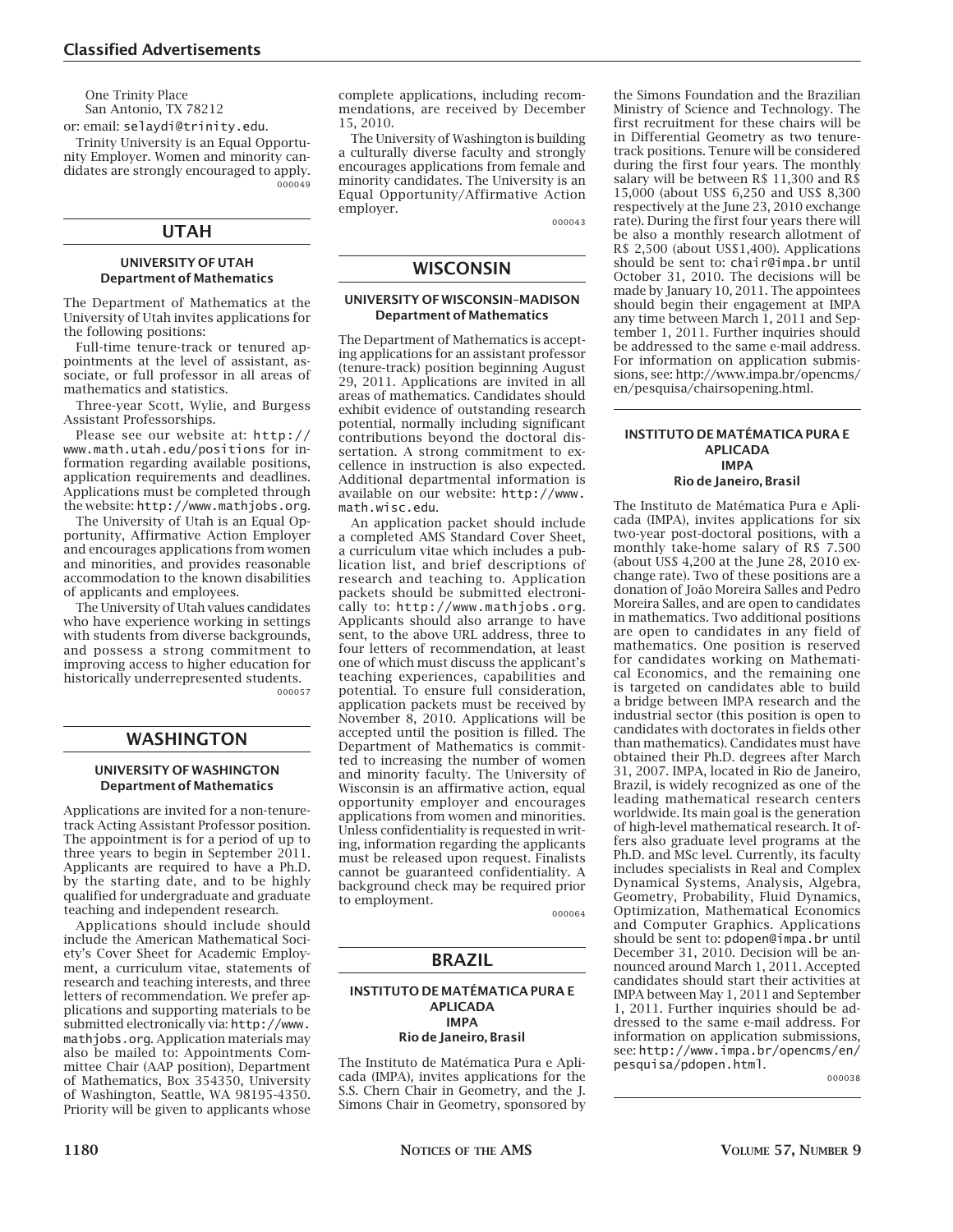One Trinity Place
San Antonio, TX 78212

or: email: selaydi@trinity.edu.

Trinity University is an Equal Opportunity Employer. Women and minority candidates are strongly encouraged to apply.

000049

## UTAH

### UNIVERSITY OF UTAH
### Department of Mathematics

The Department of Mathematics at the University of Utah invites applications for the following positions:

Full-time tenure-track or tenured appointments at the level of assistant, associate, or full professor in all areas of mathematics and statistics.

Three-year Scott, Wylie, and Burgess Assistant Professorships.

Please see our website at: http://www.math.utah.edu/positions for information regarding available positions, application requirements and deadlines. Applications must be completed through the website: http://www.mathjobs.org.

The University of Utah is an Equal Opportunity, Affirmative Action Employer and encourages applications from women and minorities, and provides reasonable accommodation to the known disabilities of applicants and employees.

The University of Utah values candidates who have experience working in settings with students from diverse backgrounds, and possess a strong commitment to improving access to higher education for historically underrepresented students.

000057

## WASHINGTON

### UNIVERSITY OF WASHINGTON
### Department of Mathematics

Applications are invited for a non-tenure-track Acting Assistant Professor position. The appointment is for a period of up to three years to begin in September 2011. Applicants are required to have a Ph.D. by the starting date, and to be highly qualified for undergraduate and graduate teaching and independent research.

Applications should include should include the American Mathematical Society's Cover Sheet for Academic Employment, a curriculum vitae, statements of research and teaching interests, and three letters of recommendation. We prefer applications and supporting materials to be submitted electronically via: http://www.mathjobs.org. Application materials may also be mailed to: Appointments Committee Chair (AAP position), Department of Mathematics, Box 354350, University of Washington, Seattle, WA 98195-4350. Priority will be given to applicants whose complete applications, including recommendations, are received by December 15, 2010.

The University of Washington is building a culturally diverse faculty and strongly encourages applications from female and minority candidates. The University is an Equal Opportunity/Affirmative Action employer.

000043

## WISCONSIN

### UNIVERSITY OF WISCONSIN–MADISON
### Department of Mathematics

The Department of Mathematics is accepting applications for an assistant professor (tenure-track) position beginning August 29, 2011. Applications are invited in all areas of mathematics. Candidates should exhibit evidence of outstanding research potential, normally including significant contributions beyond the doctoral dissertation. A strong commitment to excellence in instruction is also expected. Additional departmental information is available on our website: http://www.math.wisc.edu.

An application packet should include a completed AMS Standard Cover Sheet, a curriculum vitae which includes a publication list, and brief descriptions of research and teaching. Application packets should be submitted electronically to: http://www.mathjobs.org. Applicants should also arrange to have sent, to the above URL address, three to four letters of recommendation, at least one of which must discuss the applicant's teaching experiences, capabilities and potential. To ensure full consideration, application packets must be received by November 8, 2010. Applications will be accepted until the position is filled. The Department of Mathematics is committed to increasing the number of women and minority faculty. The University of Wisconsin is an affirmative action, equal opportunity employer and encourages applications from women and minorities. Unless confidentiality is requested in writing, information regarding the applicants must be released upon request. Finalists cannot be guaranteed confidentiality. A background check may be required prior to employment.

000064

## BRAZIL

### INSTITUTO DE MATÉMATICA PURA E APLICADA
### IMPA
### Rio de Janeiro, Brasil

The Instituto de Matématica Pura e Aplicada (IMPA), invites applications for the S.S. Chern Chair in Geometry, and the J. Simons Chair in Geometry, sponsored by the Simons Foundation and the Brazilian Ministry of Science and Technology. The first recruitment for these chairs will be in Differential Geometry as two tenure-track positions. Tenure will be considered during the first four years. The monthly salary will be between R$ 11,300 and R$ 15,000 (about US$ 6,250 and US$ 8,300 respectively at the June 23, 2010 exchange rate). During the first four years there will be also a monthly research allotment of R$ 2,500 (about US$1,400). Applications should be sent to: chair@impa.br until October 31, 2010. The decisions will be made by January 10, 2011. The appointees should begin their engagement at IMPA any time between March 1, 2011 and September 1, 2011. Further inquiries should be addressed to the same e-mail address. For information on application submissions, see: http://www.impa.br/opencms/en/pesquisa/chairsopening.html.

### INSTITUTO DE MATÉMATICA PURA E APLICADA
### IMPA
### Rio de Janeiro, Brasil

The Instituto de Matématica Pura e Aplicada (IMPA), invites applications for six two-year post-doctoral positions, with a monthly take-home salary of R$ 7.500 (about US$ 4,200 at the June 28, 2010 exchange rate). Two of these positions are a donation of João Moreira Salles and Pedro Moreira Salles, and are open to candidates in mathematics. Two additional positions are open to candidates in any field of mathematics. One position is reserved for candidates working on Mathematical Economics, and the remaining one is targeted on candidates able to build a bridge between IMPA research and the industrial sector (this position is open to candidates with doctorates in fields other than mathematics). Candidates must have obtained their Ph.D. degrees after March 31, 2007. IMPA, located in Rio de Janeiro, Brazil, is widely recognized as one of the leading mathematical research centers worldwide. Its main goal is the generation of high-level mathematical research. It offers also graduate level programs at the Ph.D. and MSc level. Currently, its faculty includes specialists in Real and Complex Dynamical Systems, Analysis, Algebra, Geometry, Probability, Fluid Dynamics, Optimization, Mathematical Economics and Computer Graphics. Applications should be sent to: pdopen@impa.br until December 31, 2010. Decision will be announced around March 1, 2011. Accepted candidates should start their activities at IMPA between May 1, 2011 and September 1, 2011. Further inquiries should be addressed to the same e-mail address. For information on application submissions, see: http://www.impa.br/opencms/en/pesquisa/pdopen.html.

000038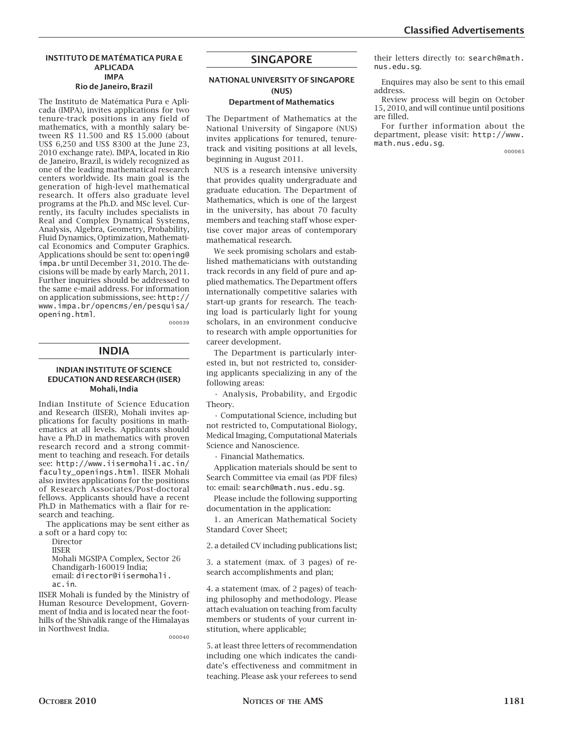### INSTITUTO DE MATÉMATICA PURA E APLICADA
### IMPA
### Rio de Janeiro, Brazil

The Instituto de Matématica Pura e Aplicada (IMPA), invites applications for two tenure-track positions in any field of mathematics, with a monthly salary between R$ 11.500 and R$ 15.000 (about US$ 6,250 and US$ 8300 at the June 23, 2010 exchange rate). IMPA, located in Rio de Janeiro, Brazil, is widely recognized as one of the leading mathematical research centers worldwide. Its main goal is the generation of high-level mathematical research. It offers also graduate level programs at the Ph.D. and MSc level. Currently, its faculty includes specialists in Real and Complex Dynamical Systems, Analysis, Algebra, Geometry, Probability, Fluid Dynamics, Optimization, Mathematical Economics and Computer Graphics. Applications should be sent to: opening@impa.br until December 31, 2010. The decisions will be made by early March, 2011. Further inquiries should be addressed to the same e-mail address. For information on application submissions, see: http://www.impa.br/opencms/en/pesquisa/opening.html.

000039

## INDIA

### INDIAN INSTITUTE OF SCIENCE EDUCATION AND RESEARCH (IISER)
### Mohali, India

Indian Institute of Science Education and Research (IISER), Mohali invites applications for faculty positions in mathematics at all levels. Applicants should have a Ph.D in mathematics with proven research record and a strong commitment to teaching and reseach. For details see: http://www.iisermohali.ac.in/faculty_openings.html. IISER Mohali also invites applications for the positions of Research Associates/Post-doctoral fellows. Applicants should have a recent Ph.D in Mathematics with a flair for research and teaching.

The applications may be sent either as a soft or a hard copy to:

Director
IISER
Mohali MGSIPA Complex, Sector 26
Chandigarh-160019 India;
email: director@iisermohali.ac.in.

IISER Mohali is funded by the Ministry of Human Resource Development, Government of India and is located near the foothills of the Shivalik range of the Himalayas in Northwest India.

000040

## SINGAPORE

### NATIONAL UNIVERSITY OF SINGAPORE (NUS)
### Department of Mathematics

The Department of Mathematics at the National University of Singapore (NUS) invites applications for tenured, tenure-track and visiting positions at all levels, beginning in August 2011.

NUS is a research intensive university that provides quality undergraduate and graduate education. The Department of Mathematics, which is one of the largest in the university, has about 70 faculty members and teaching staff whose expertise cover major areas of contemporary mathematical research.

We seek promising scholars and established mathematicians with outstanding track records in any field of pure and applied mathematics. The Department offers internationally competitive salaries with start-up grants for research. The teaching load is particularly light for young scholars, in an environment conducive to research with ample opportunities for career development.

The Department is particularly interested in, but not restricted to, considering applicants specializing in any of the following areas:

· Analysis, Probability, and Ergodic Theory.

· Computational Science, including but not restricted to, Computational Biology, Medical Imaging, Computational Materials Science and Nanoscience.

· Financial Mathematics.

Application materials should be sent to Search Committee via email (as PDF files) to: email: search@math.nus.edu.sg.

Please include the following supporting documentation in the application:

1. an American Mathematical Society Standard Cover Sheet;

2. a detailed CV including publications list;

3. a statement (max. of 3 pages) of research accomplishments and plan;

4. a statement (max. of 2 pages) of teaching philosophy and methodology. Please attach evaluation on teaching from faculty members or students of your current institution, where applicable;

5. at least three letters of recommendation including one which indicates the candidate's effectiveness and commitment in teaching. Please ask your referees to send their letters directly to: search@math.nus.edu.sg.

Enquires may also be sent to this email address.

Review process will begin on October 15, 2010, and will continue until positions are filled.

For further information about the department, please visit: http://www.math.nus.edu.sg.

000065